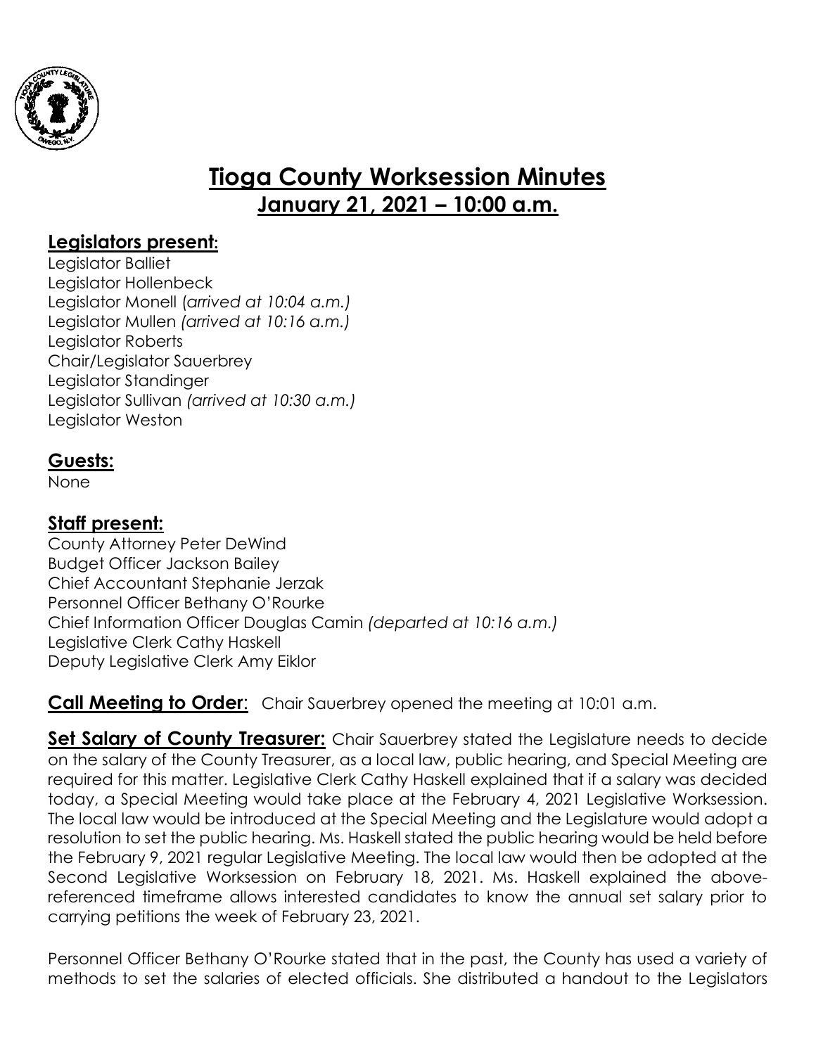# Tioga County Worksession Minutes
## January 21, 2021 – 10:00 a.m.

### Legislators present:

Legislator Balliet
Legislator Hollenbeck
Legislator Monell *(arrived at 10:04 a.m.)*
Legislator Mullen *(arrived at 10:16 a.m.)*
Legislator Roberts
Chair/Legislator Sauerbrey
Legislator Standinger
Legislator Sullivan *(arrived at 10:30 a.m.)*
Legislator Weston

### Guests:

None

### Staff present:

County Attorney Peter DeWind
Budget Officer Jackson Bailey
Chief Accountant Stephanie Jerzak
Personnel Officer Bethany O'Rourke
Chief Information Officer Douglas Camin *(departed at 10:16 a.m.)*
Legislative Clerk Cathy Haskell
Deputy Legislative Clerk Amy Eiklor

**Call Meeting to Order**: Chair Sauerbrey opened the meeting at 10:01 a.m.

**Set Salary of County Treasurer:** Chair Sauerbrey stated the Legislature needs to decide on the salary of the County Treasurer, as a local law, public hearing, and Special Meeting are required for this matter. Legislative Clerk Cathy Haskell explained that if a salary was decided today, a Special Meeting would take place at the February 4, 2021 Legislative Worksession. The local law would be introduced at the Special Meeting and the Legislature would adopt a resolution to set the public hearing. Ms. Haskell stated the public hearing would be held before the February 9, 2021 regular Legislative Meeting. The local law would then be adopted at the Second Legislative Worksession on February 18, 2021. Ms. Haskell explained the above-referenced timeframe allows interested candidates to know the annual set salary prior to carrying petitions the week of February 23, 2021.

Personnel Officer Bethany O'Rourke stated that in the past, the County has used a variety of methods to set the salaries of elected officials. She distributed a handout to the Legislators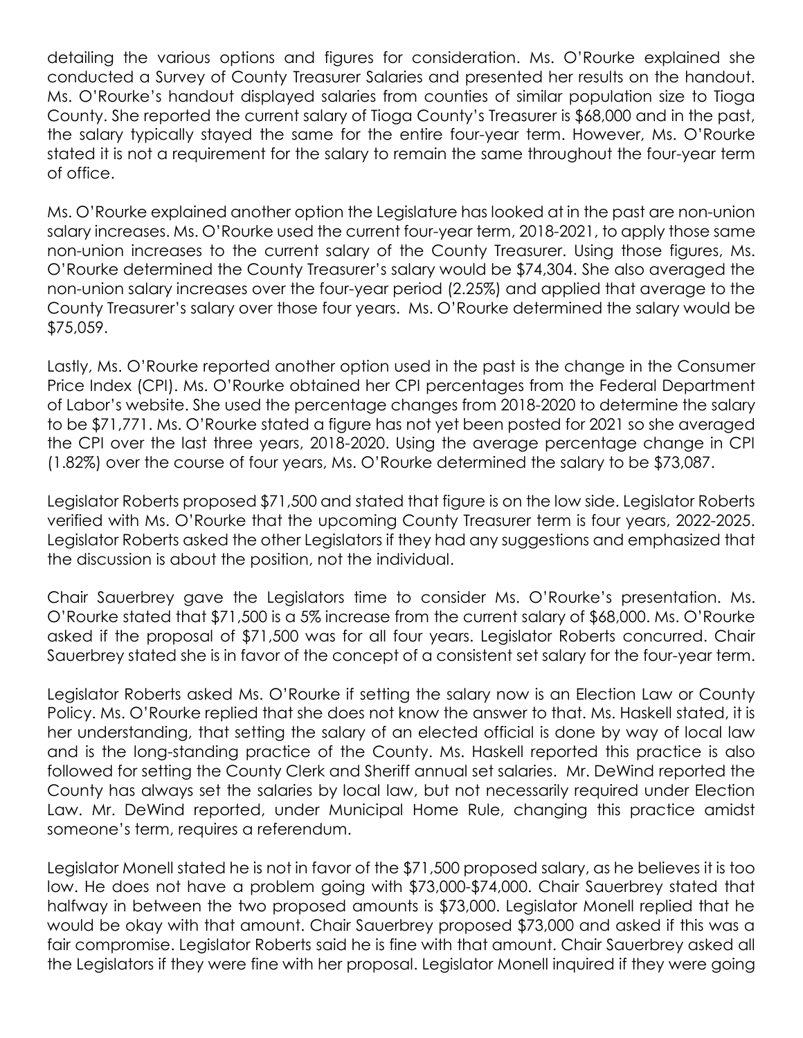detailing the various options and figures for consideration. Ms. O'Rourke explained she conducted a Survey of County Treasurer Salaries and presented her results on the handout. Ms. O'Rourke's handout displayed salaries from counties of similar population size to Tioga County. She reported the current salary of Tioga County's Treasurer is $68,000 and in the past, the salary typically stayed the same for the entire four-year term. However, Ms. O'Rourke stated it is not a requirement for the salary to remain the same throughout the four-year term of office.

Ms. O'Rourke explained another option the Legislature has looked at in the past are non-union salary increases. Ms. O'Rourke used the current four-year term, 2018-2021, to apply those same non-union increases to the current salary of the County Treasurer. Using those figures, Ms. O'Rourke determined the County Treasurer's salary would be $74,304. She also averaged the non-union salary increases over the four-year period (2.25%) and applied that average to the County Treasurer's salary over those four years. Ms. O'Rourke determined the salary would be $75,059.

Lastly, Ms. O'Rourke reported another option used in the past is the change in the Consumer Price Index (CPI). Ms. O'Rourke obtained her CPI percentages from the Federal Department of Labor's website. She used the percentage changes from 2018-2020 to determine the salary to be $71,771. Ms. O'Rourke stated a figure has not yet been posted for 2021 so she averaged the CPI over the last three years, 2018-2020. Using the average percentage change in CPI (1.82%) over the course of four years, Ms. O'Rourke determined the salary to be $73,087.

Legislator Roberts proposed $71,500 and stated that figure is on the low side. Legislator Roberts verified with Ms. O'Rourke that the upcoming County Treasurer term is four years, 2022-2025. Legislator Roberts asked the other Legislators if they had any suggestions and emphasized that the discussion is about the position, not the individual.

Chair Sauerbrey gave the Legislators time to consider Ms. O'Rourke's presentation. Ms. O'Rourke stated that $71,500 is a 5% increase from the current salary of $68,000. Ms. O'Rourke asked if the proposal of $71,500 was for all four years. Legislator Roberts concurred. Chair Sauerbrey stated she is in favor of the concept of a consistent set salary for the four-year term.

Legislator Roberts asked Ms. O'Rourke if setting the salary now is an Election Law or County Policy. Ms. O'Rourke replied that she does not know the answer to that. Ms. Haskell stated, it is her understanding, that setting the salary of an elected official is done by way of local law and is the long-standing practice of the County. Ms. Haskell reported this practice is also followed for setting the County Clerk and Sheriff annual set salaries. Mr. DeWind reported the County has always set the salaries by local law, but not necessarily required under Election Law. Mr. DeWind reported, under Municipal Home Rule, changing this practice amidst someone's term, requires a referendum.

Legislator Monell stated he is not in favor of the $71,500 proposed salary, as he believes it is too low. He does not have a problem going with $73,000-$74,000. Chair Sauerbrey stated that halfway in between the two proposed amounts is $73,000. Legislator Monell replied that he would be okay with that amount. Chair Sauerbrey proposed $73,000 and asked if this was a fair compromise. Legislator Roberts said he is fine with that amount. Chair Sauerbrey asked all the Legislators if they were fine with her proposal. Legislator Monell inquired if they were going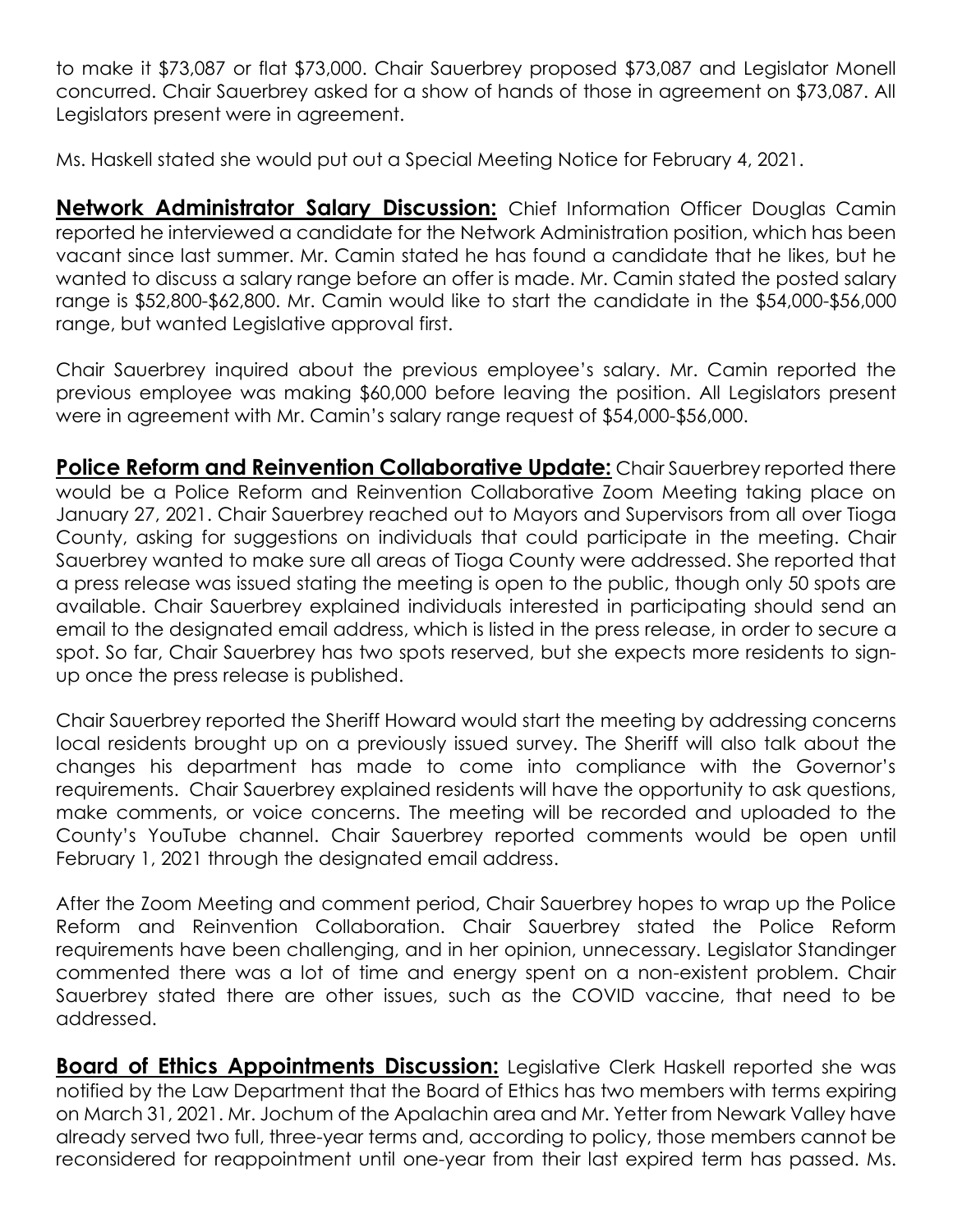to make it $73,087 or flat $73,000. Chair Sauerbrey proposed $73,087 and Legislator Monell concurred. Chair Sauerbrey asked for a show of hands of those in agreement on $73,087. All Legislators present were in agreement.

Ms. Haskell stated she would put out a Special Meeting Notice for February 4, 2021.

**Network Administrator Salary Discussion:** Chief Information Officer Douglas Camin reported he interviewed a candidate for the Network Administration position, which has been vacant since last summer. Mr. Camin stated he has found a candidate that he likes, but he wanted to discuss a salary range before an offer is made. Mr. Camin stated the posted salary range is $52,800-$62,800. Mr. Camin would like to start the candidate in the $54,000-$56,000 range, but wanted Legislative approval first.

Chair Sauerbrey inquired about the previous employee's salary. Mr. Camin reported the previous employee was making $60,000 before leaving the position. All Legislators present were in agreement with Mr. Camin's salary range request of $54,000-$56,000.

**Police Reform and Reinvention Collaborative Update:** Chair Sauerbrey reported there would be a Police Reform and Reinvention Collaborative Zoom Meeting taking place on January 27, 2021. Chair Sauerbrey reached out to Mayors and Supervisors from all over Tioga County, asking for suggestions on individuals that could participate in the meeting. Chair Sauerbrey wanted to make sure all areas of Tioga County were addressed. She reported that a press release was issued stating the meeting is open to the public, though only 50 spots are available. Chair Sauerbrey explained individuals interested in participating should send an email to the designated email address, which is listed in the press release, in order to secure a spot. So far, Chair Sauerbrey has two spots reserved, but she expects more residents to sign-up once the press release is published.

Chair Sauerbrey reported the Sheriff Howard would start the meeting by addressing concerns local residents brought up on a previously issued survey. The Sheriff will also talk about the changes his department has made to come into compliance with the Governor's requirements. Chair Sauerbrey explained residents will have the opportunity to ask questions, make comments, or voice concerns. The meeting will be recorded and uploaded to the County's YouTube channel. Chair Sauerbrey reported comments would be open until February 1, 2021 through the designated email address.

After the Zoom Meeting and comment period, Chair Sauerbrey hopes to wrap up the Police Reform and Reinvention Collaboration. Chair Sauerbrey stated the Police Reform requirements have been challenging, and in her opinion, unnecessary. Legislator Standinger commented there was a lot of time and energy spent on a non-existent problem. Chair Sauerbrey stated there are other issues, such as the COVID vaccine, that need to be addressed.

**Board of Ethics Appointments Discussion:** Legislative Clerk Haskell reported she was notified by the Law Department that the Board of Ethics has two members with terms expiring on March 31, 2021. Mr. Jochum of the Apalachin area and Mr. Yetter from Newark Valley have already served two full, three-year terms and, according to policy, those members cannot be reconsidered for reappointment until one-year from their last expired term has passed. Ms.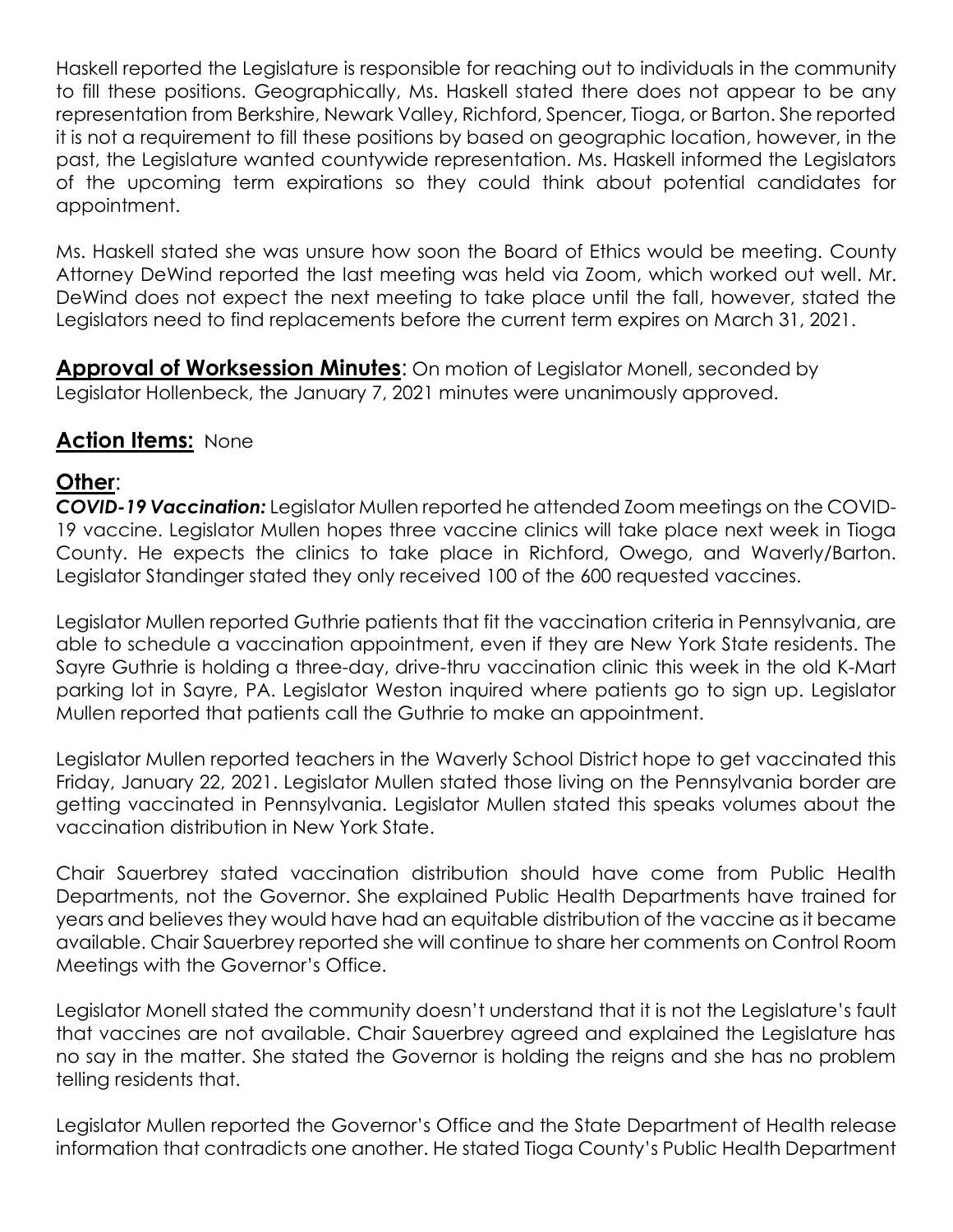Haskell reported the Legislature is responsible for reaching out to individuals in the community to fill these positions. Geographically, Ms. Haskell stated there does not appear to be any representation from Berkshire, Newark Valley, Richford, Spencer, Tioga, or Barton. She reported it is not a requirement to fill these positions by based on geographic location, however, in the past, the Legislature wanted countywide representation. Ms. Haskell informed the Legislators of the upcoming term expirations so they could think about potential candidates for appointment.

Ms. Haskell stated she was unsure how soon the Board of Ethics would be meeting. County Attorney DeWind reported the last meeting was held via Zoom, which worked out well. Mr. DeWind does not expect the next meeting to take place until the fall, however, stated the Legislators need to find replacements before the current term expires on March 31, 2021.

**Approval of Worksession Minutes**: On motion of Legislator Monell, seconded by Legislator Hollenbeck, the January 7, 2021 minutes were unanimously approved.

**Action Items:** None

**Other**:

***COVID-19 Vaccination:*** Legislator Mullen reported he attended Zoom meetings on the COVID-19 vaccine. Legislator Mullen hopes three vaccine clinics will take place next week in Tioga County. He expects the clinics to take place in Richford, Owego, and Waverly/Barton. Legislator Standinger stated they only received 100 of the 600 requested vaccines.

Legislator Mullen reported Guthrie patients that fit the vaccination criteria in Pennsylvania, are able to schedule a vaccination appointment, even if they are New York State residents. The Sayre Guthrie is holding a three-day, drive-thru vaccination clinic this week in the old K-Mart parking lot in Sayre, PA. Legislator Weston inquired where patients go to sign up. Legislator Mullen reported that patients call the Guthrie to make an appointment.

Legislator Mullen reported teachers in the Waverly School District hope to get vaccinated this Friday, January 22, 2021. Legislator Mullen stated those living on the Pennsylvania border are getting vaccinated in Pennsylvania. Legislator Mullen stated this speaks volumes about the vaccination distribution in New York State.

Chair Sauerbrey stated vaccination distribution should have come from Public Health Departments, not the Governor. She explained Public Health Departments have trained for years and believes they would have had an equitable distribution of the vaccine as it became available. Chair Sauerbrey reported she will continue to share her comments on Control Room Meetings with the Governor's Office.

Legislator Monell stated the community doesn't understand that it is not the Legislature's fault that vaccines are not available. Chair Sauerbrey agreed and explained the Legislature has no say in the matter. She stated the Governor is holding the reigns and she has no problem telling residents that.

Legislator Mullen reported the Governor's Office and the State Department of Health release information that contradicts one another. He stated Tioga County's Public Health Department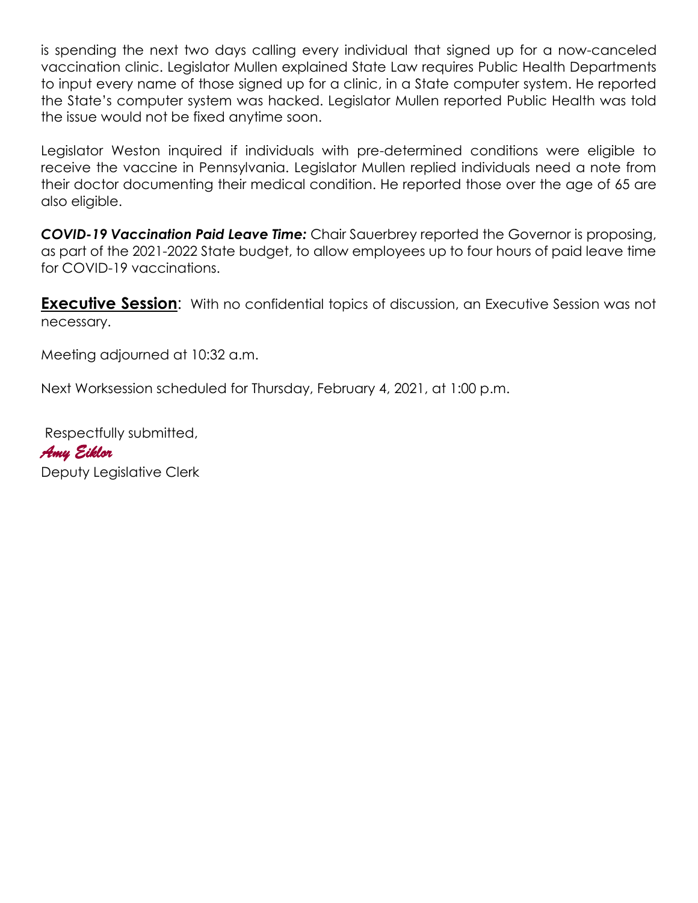is spending the next two days calling every individual that signed up for a now-canceled vaccination clinic. Legislator Mullen explained State Law requires Public Health Departments to input every name of those signed up for a clinic, in a State computer system. He reported the State's computer system was hacked. Legislator Mullen reported Public Health was told the issue would not be fixed anytime soon.

Legislator Weston inquired if individuals with pre-determined conditions were eligible to receive the vaccine in Pennsylvania. Legislator Mullen replied individuals need a note from their doctor documenting their medical condition. He reported those over the age of 65 are also eligible.

***COVID-19 Vaccination Paid Leave Time:*** Chair Sauerbrey reported the Governor is proposing, as part of the 2021-2022 State budget, to allow employees up to four hours of paid leave time for COVID-19 vaccinations.

**Executive Session**: With no confidential topics of discussion, an Executive Session was not necessary.

Meeting adjourned at 10:32 a.m.

Next Worksession scheduled for Thursday, February 4, 2021, at 1:00 p.m.

Respectfully submitted,

*Amy Eiklor*

Deputy Legislative Clerk